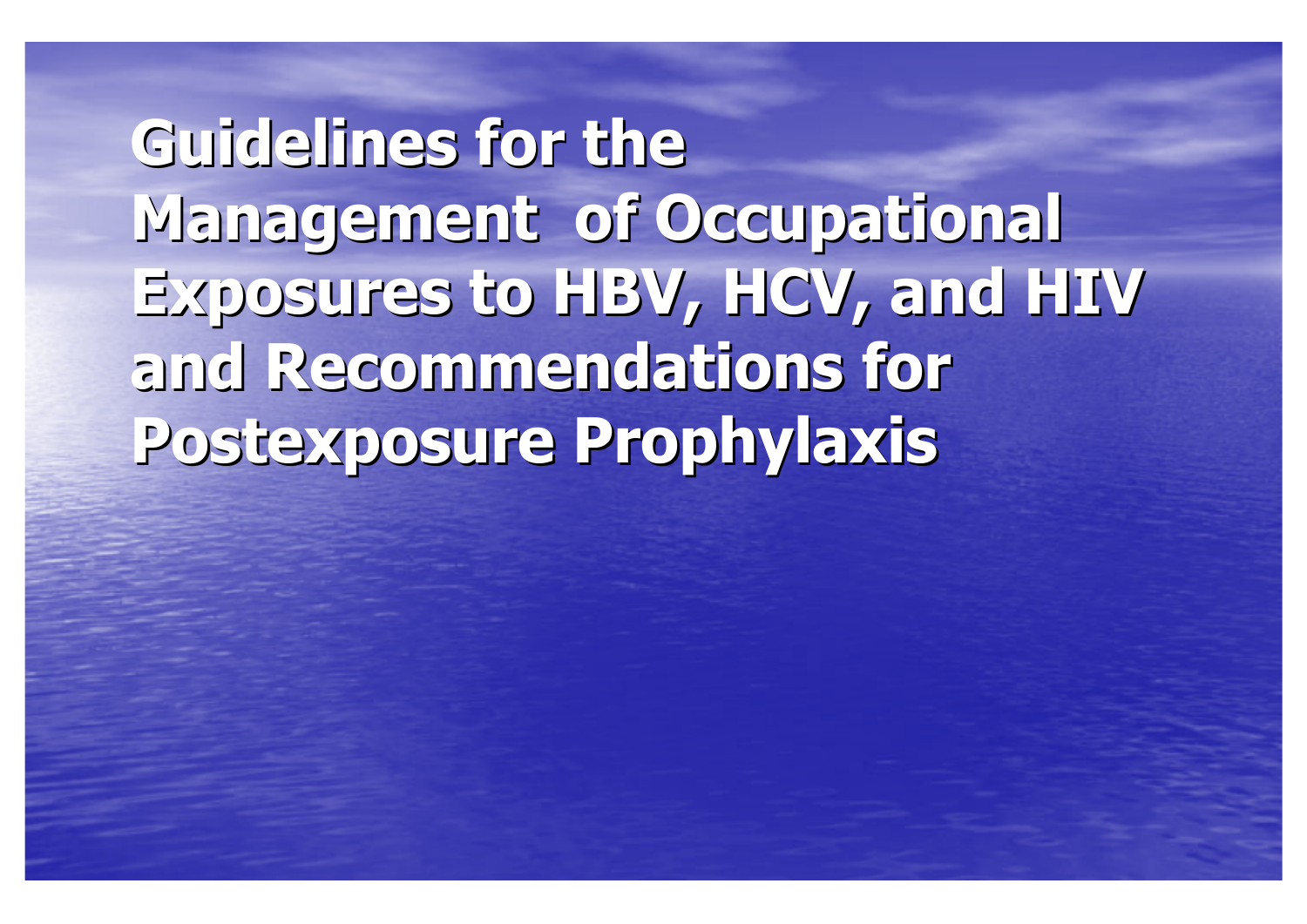# Guidelines for the Management of Occupational Exposures to HBV, HCV, and HIV and Recommendations for Postexposure Prophylaxis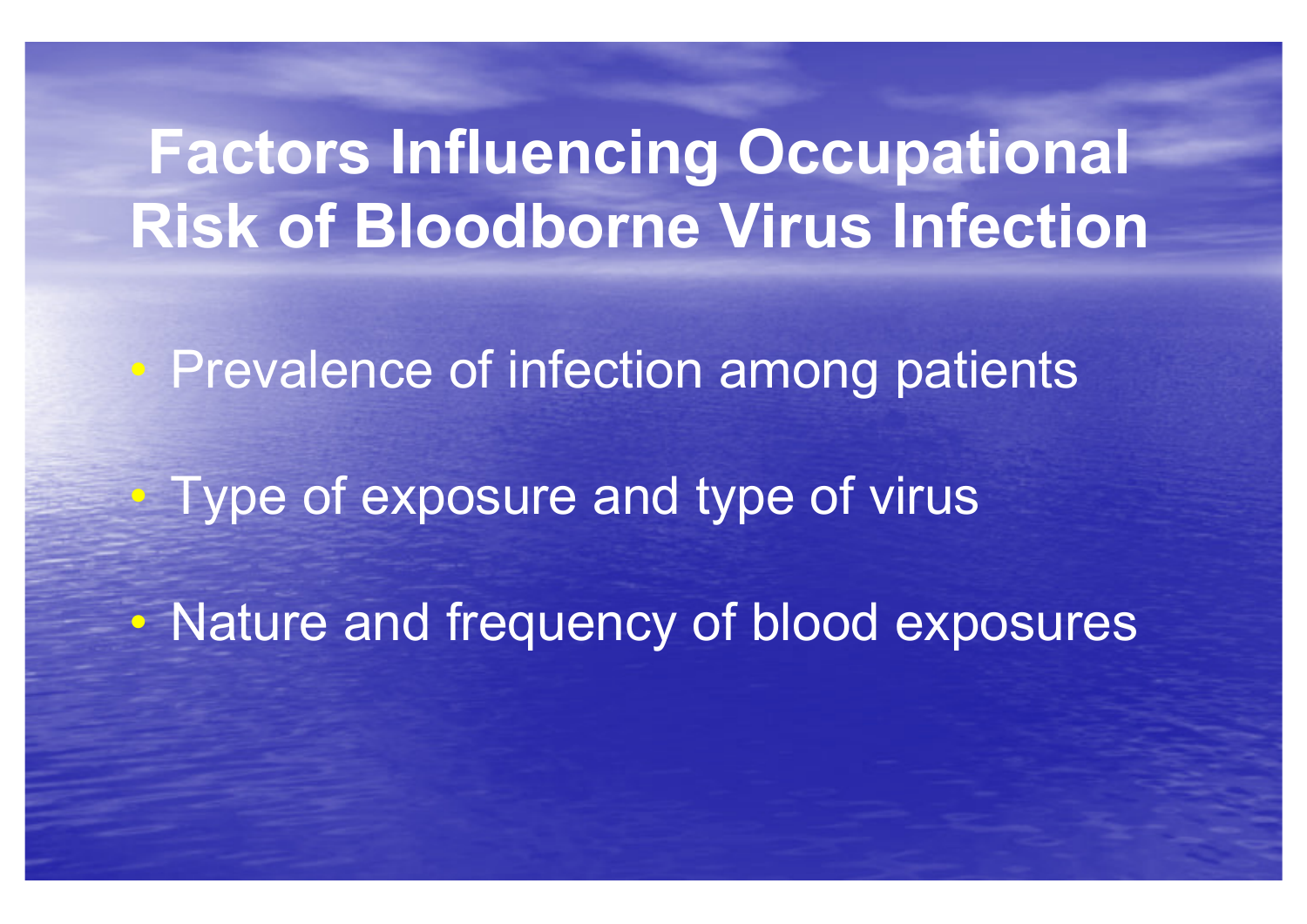# Factors Influencing Occupational Risk of Bloodborne Virus Infection

- Prevalence of infection among patients
- Type of exposure and type of virus
- Nature and frequency of blood exposures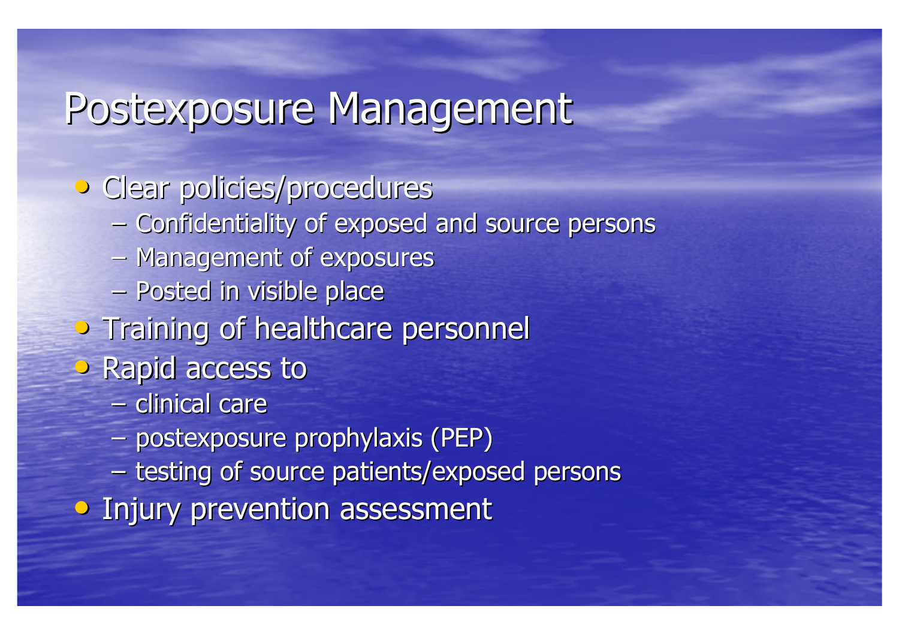# Postexposure Management

- Clear policies/procedures
  - Confidentiality of exposed and source persons
  - Management of exposures
  - Posted in visible place
- Training of healthcare personnel
- Rapid access to
  - clinical care
  - postexposure prophylaxis (PEP)
  - testing of source patients/exposed persons
- Injury prevention assessment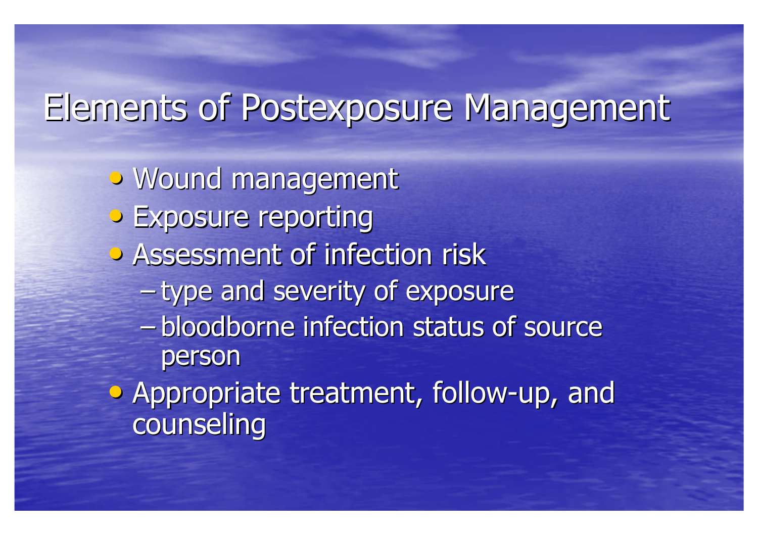# Elements of Postexposure Management

- Wound management
- Exposure reporting
- Assessment of infection risk
  - type and severity of exposure
  - bloodborne infection status of source person
- Appropriate treatment, follow-up, and counseling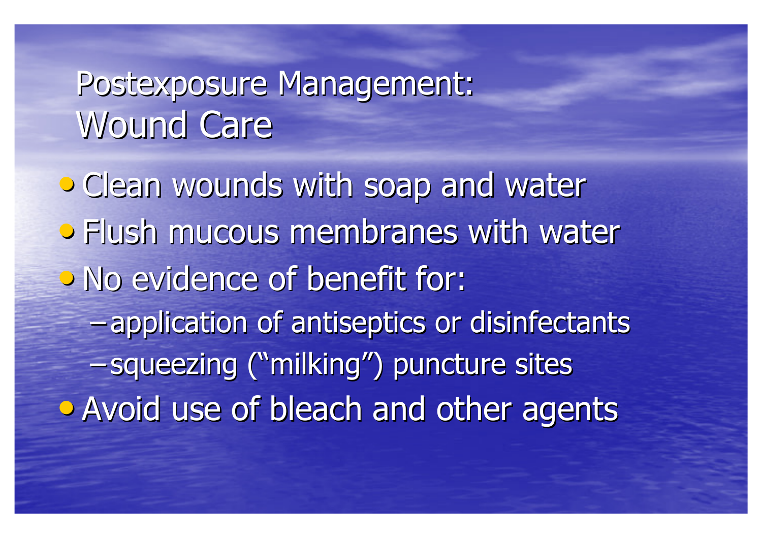# Postexposure Management: Wound Care

- Clean wounds with soap and water
- Flush mucous membranes with water
- No evidence of benefit for:
  - application of antiseptics or disinfectants
  - squeezing ("milking") puncture sites
- Avoid use of bleach and other agents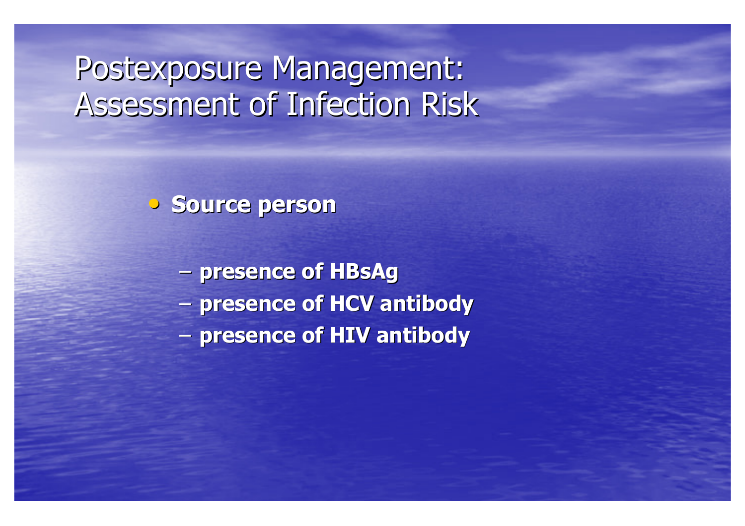# Postexposure Management: Assessment of Infection Risk

- **Source person**
  - **presence of HBsAg**
  - **presence of HCV antibody**
  - **presence of HIV antibody**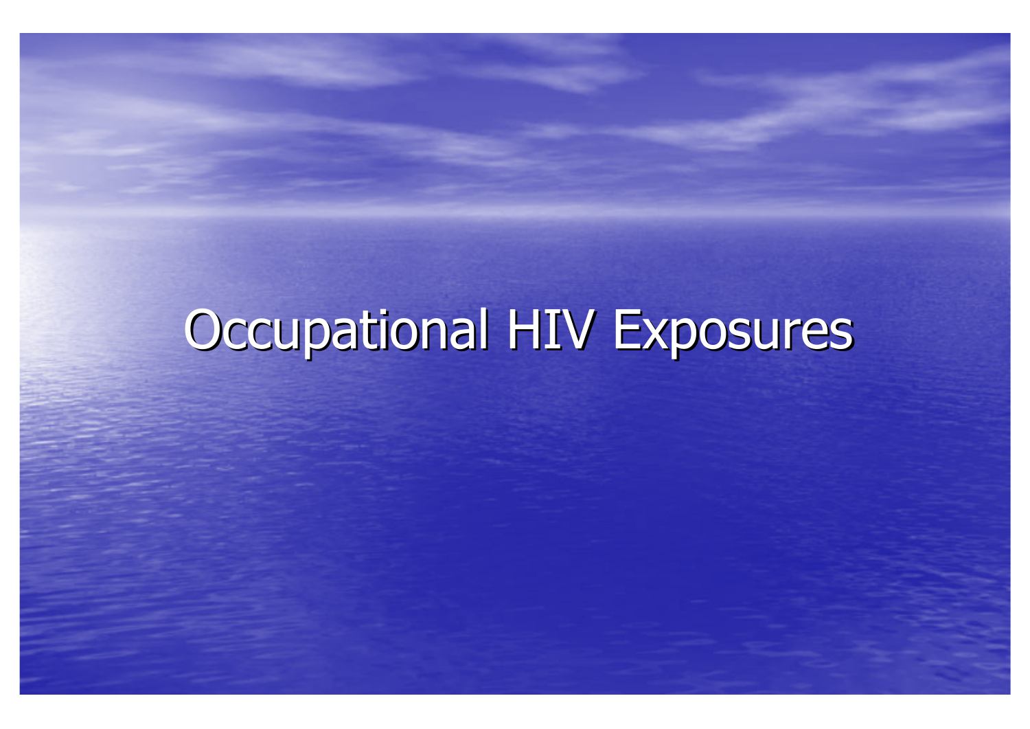# Occupational HIV Exposures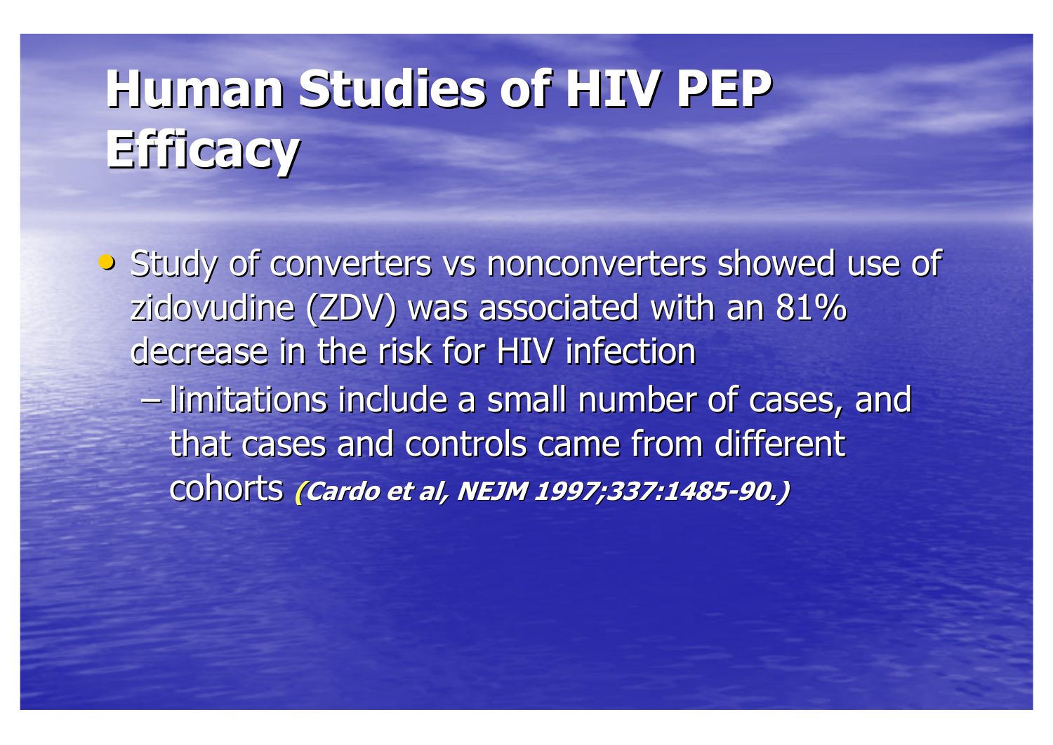# Human Studies of HIV PEP Efficacy

- Study of converters vs nonconverters showed use of zidovudine (ZDV) was associated with an 81% decrease in the risk for HIV infection
  - limitations include a small number of cases, and that cases and controls came from different cohorts ***(Cardo et al, NEJM 1997;337:1485-90.)***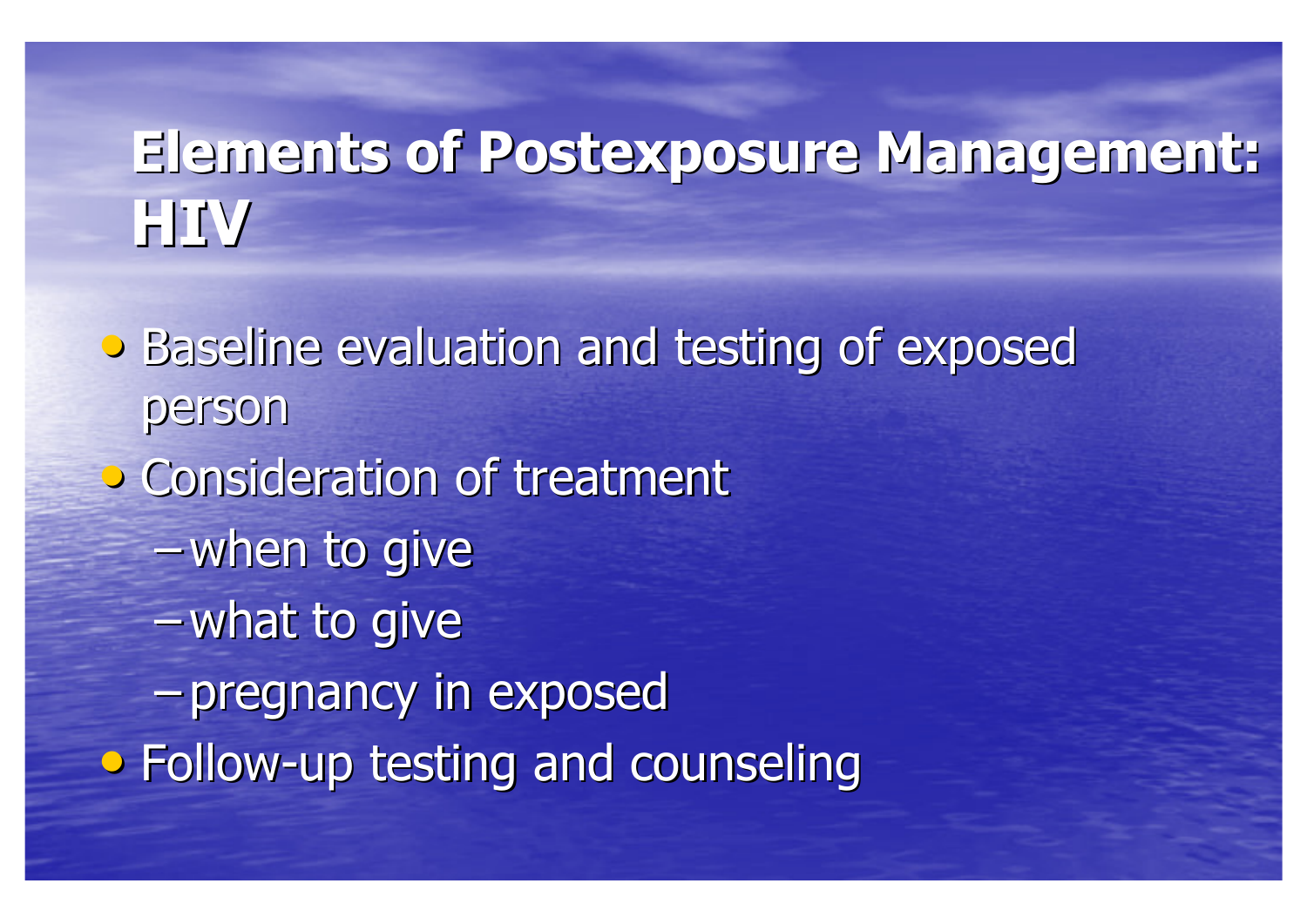# Elements of Postexposure Management: HIV

- Baseline evaluation and testing of exposed person
- Consideration of treatment
  - when to give
  - what to give
  - pregnancy in exposed
- Follow-up testing and counseling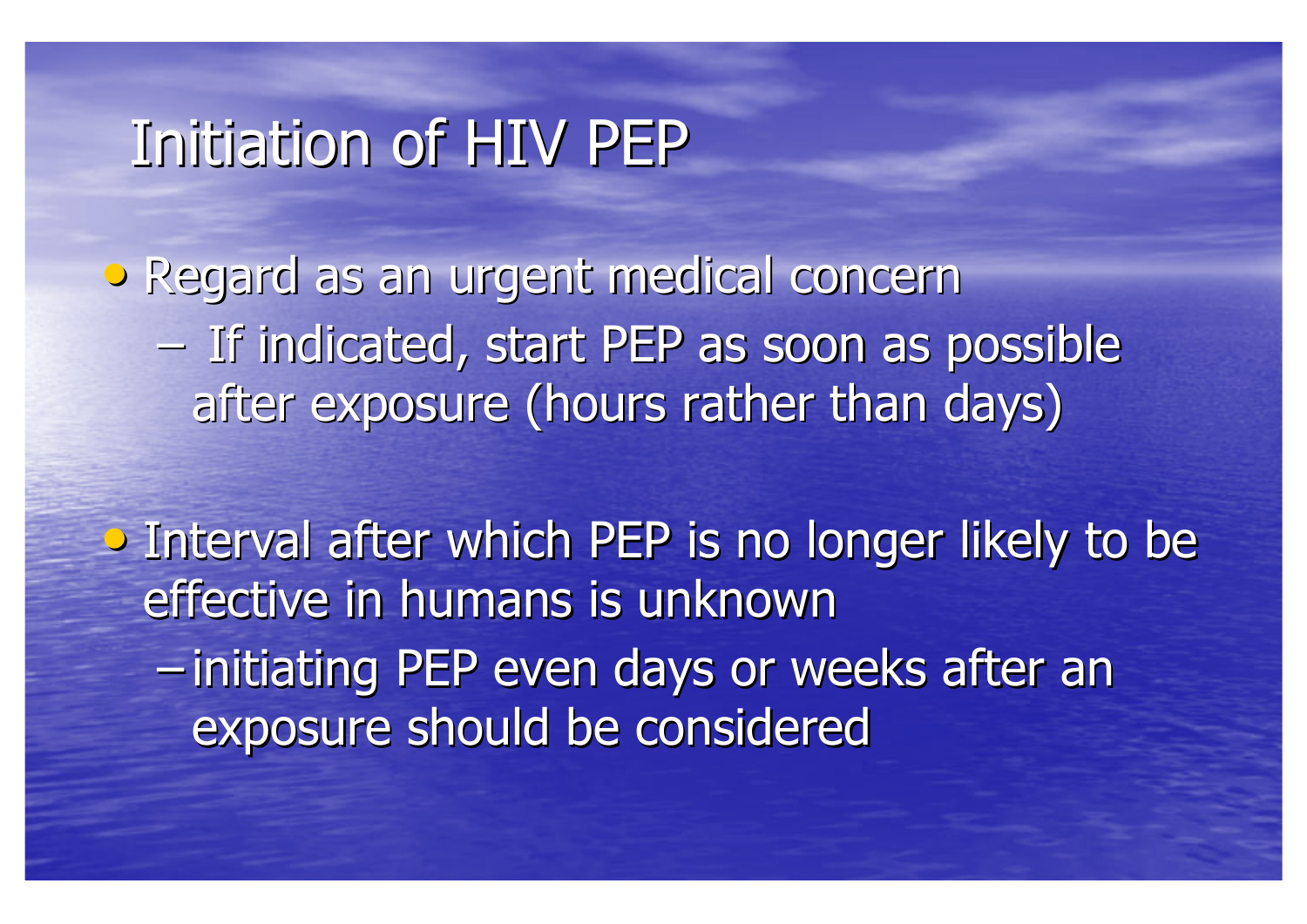# Initiation of HIV PEP

- Regard as an urgent medical concern
  - If indicated, start PEP as soon as possible after exposure (hours rather than days)

- Interval after which PEP is no longer likely to be effective in humans is unknown
  - initiating PEP even days or weeks after an exposure should be considered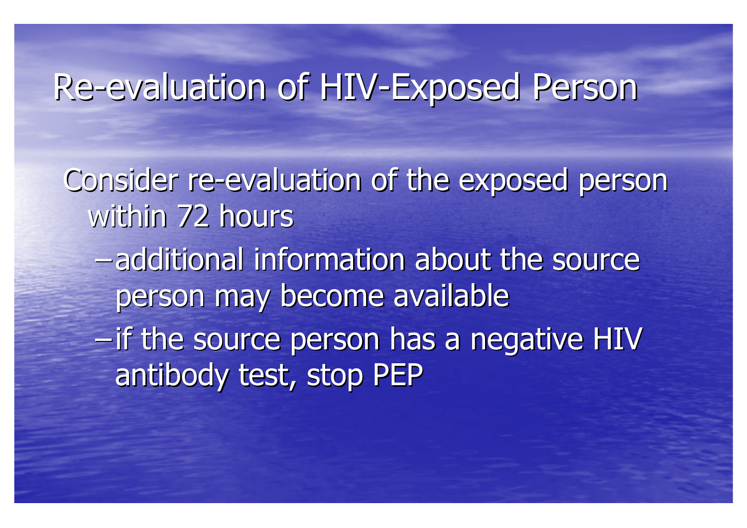# Re-evaluation of HIV-Exposed Person

Consider re-evaluation of the exposed person within 72 hours

- additional information about the source person may become available
- if the source person has a negative HIV antibody test, stop PEP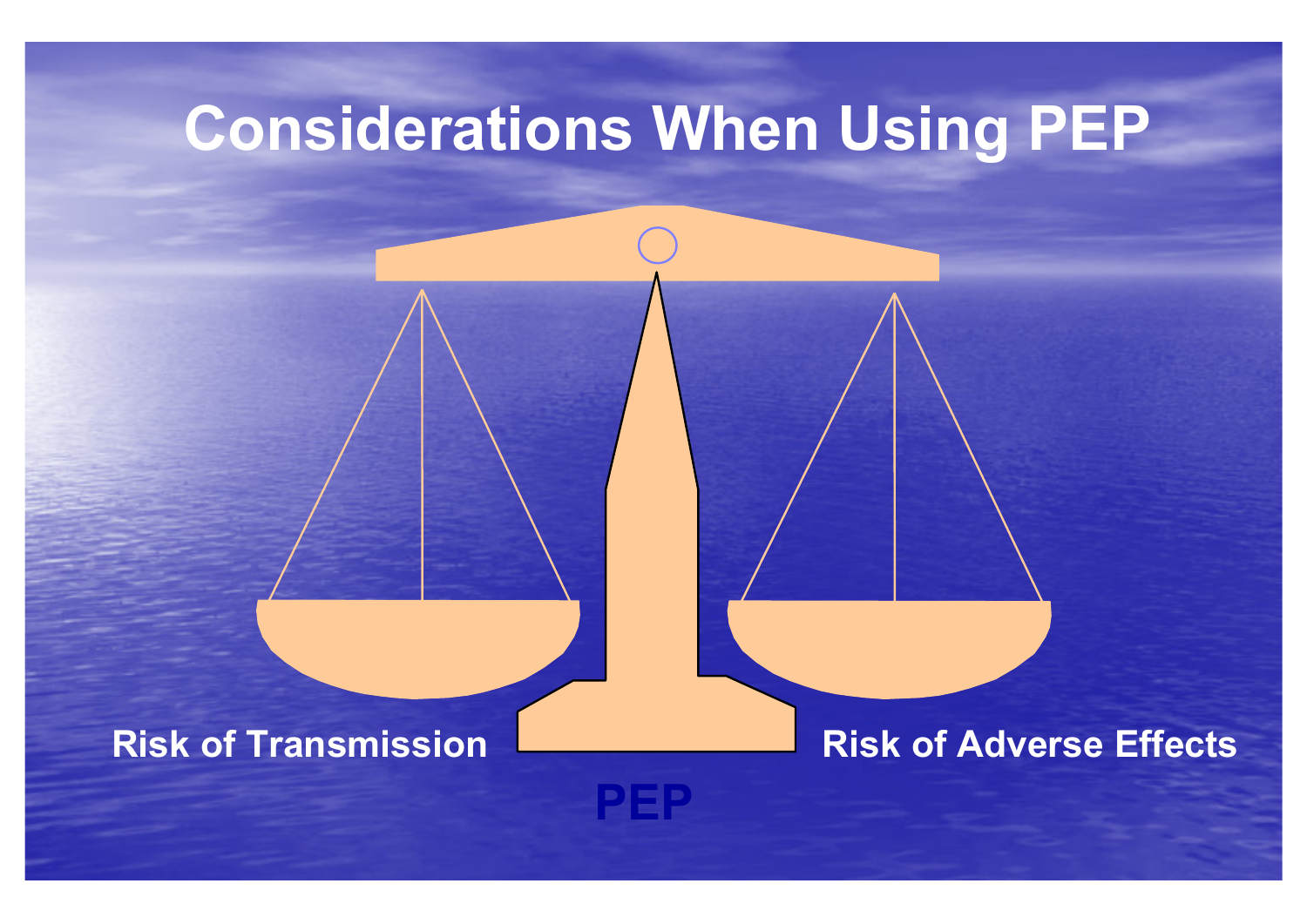# Considerations When Using PEP

Risk of Transmission

Risk of Adverse Effects

**PEP**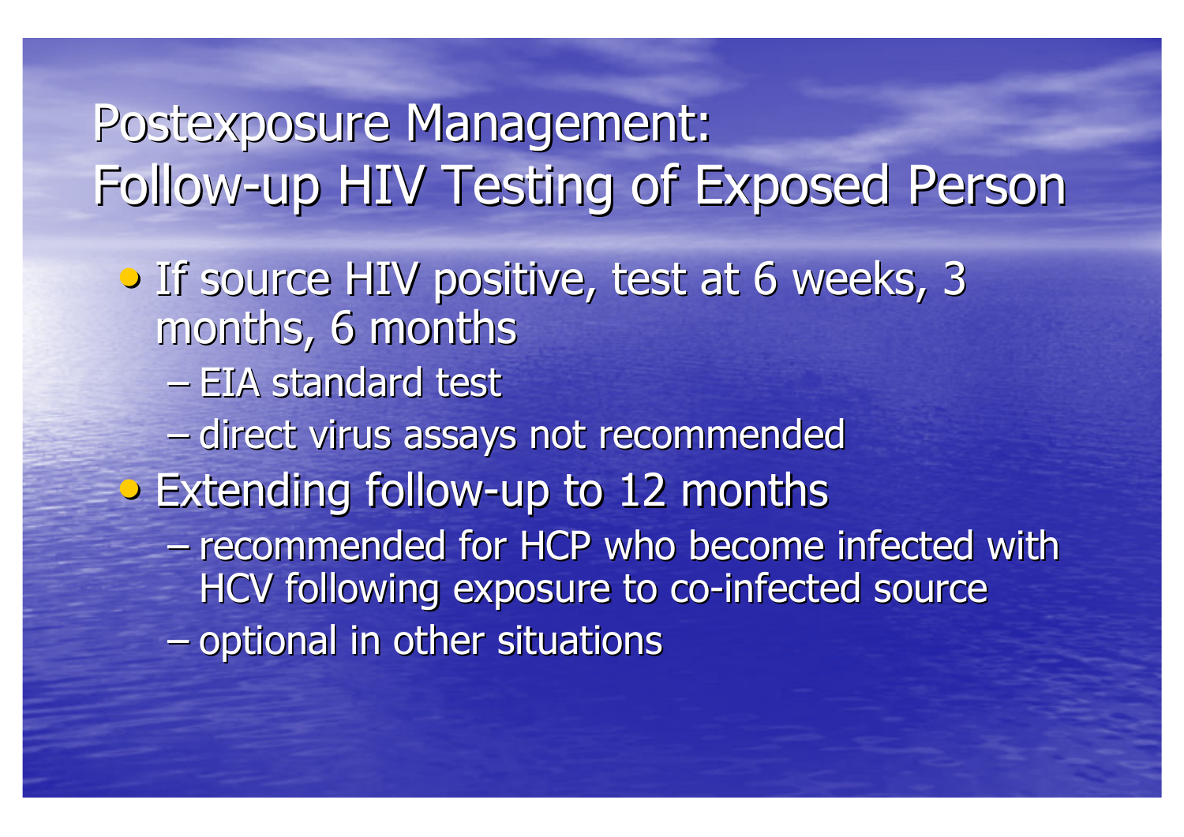# Postexposure Management: Follow-up HIV Testing of Exposed Person

- If source HIV positive, test at 6 weeks, 3 months, 6 months
  - EIA standard test
  - direct virus assays not recommended
- Extending follow-up to 12 months
  - recommended for HCP who become infected with HCV following exposure to co-infected source
  - optional in other situations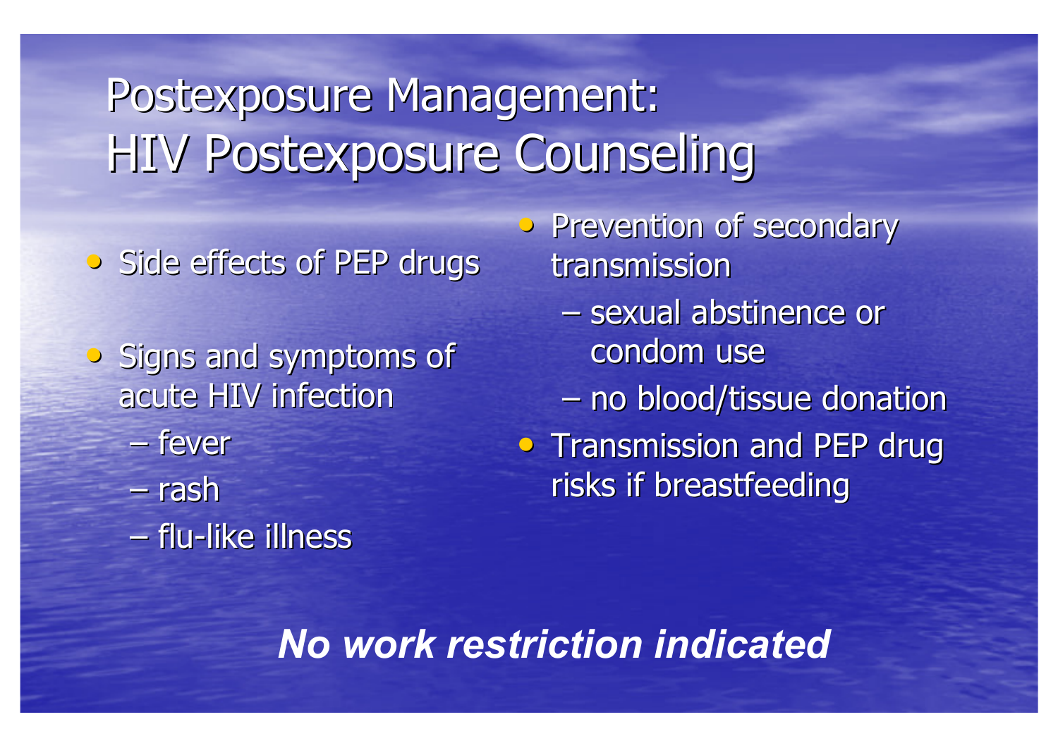# Postexposure Management: HIV Postexposure Counseling

- Side effects of PEP drugs
- Signs and symptoms of acute HIV infection
  - fever
  - rash
  - flu-like illness
- Prevention of secondary transmission
  - sexual abstinence or condom use
  - no blood/tissue donation
- Transmission and PEP drug risks if breastfeeding

***No work restriction indicated***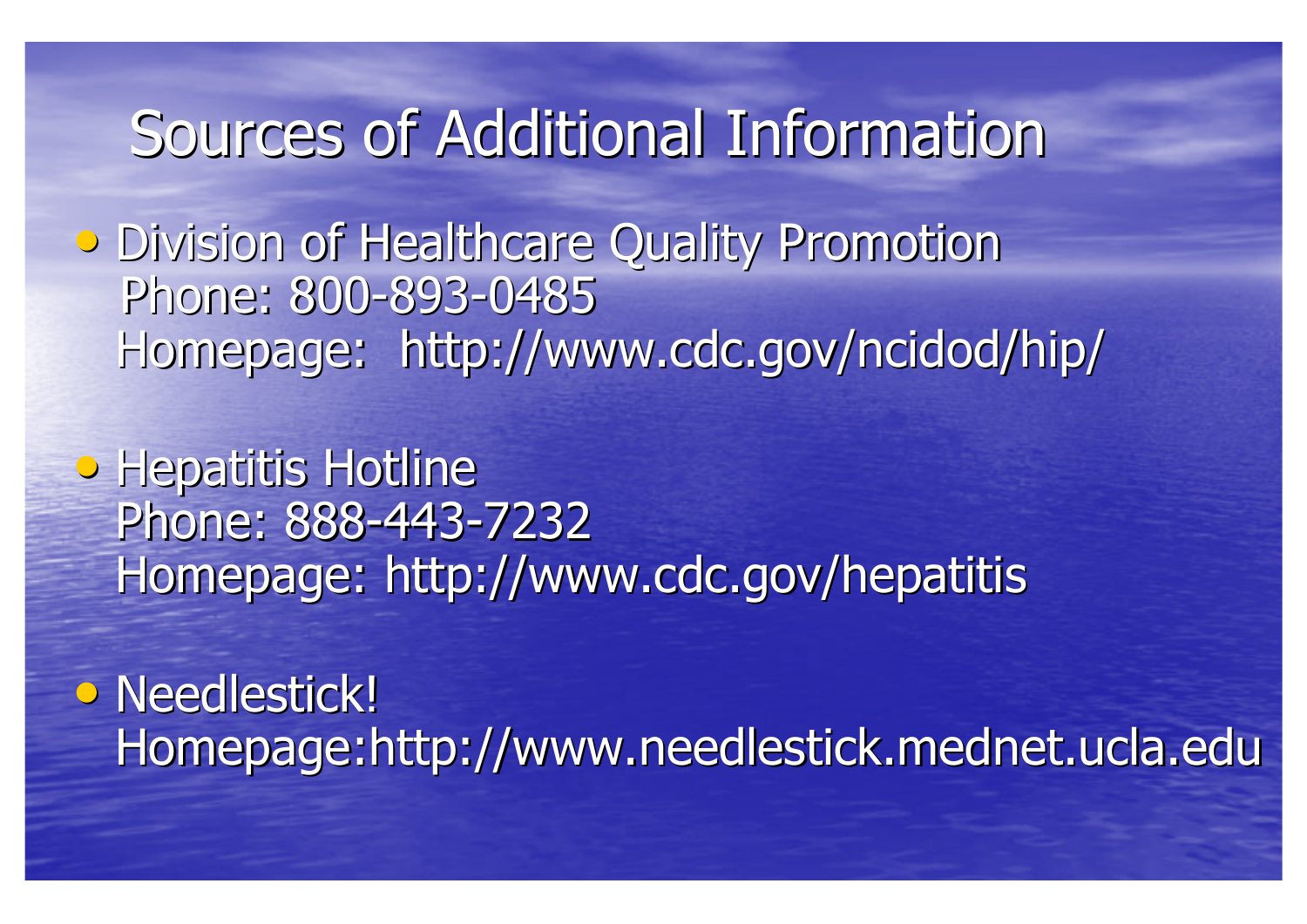# Sources of Additional Information

- Division of Healthcare Quality Promotion
  Phone: 800-893-0485
  Homepage: http://www.cdc.gov/ncidod/hip/

- Hepatitis Hotline
  Phone: 888-443-7232
  Homepage: http://www.cdc.gov/hepatitis

- Needlestick!
  Homepage:http://www.needlestick.mednet.ucla.edu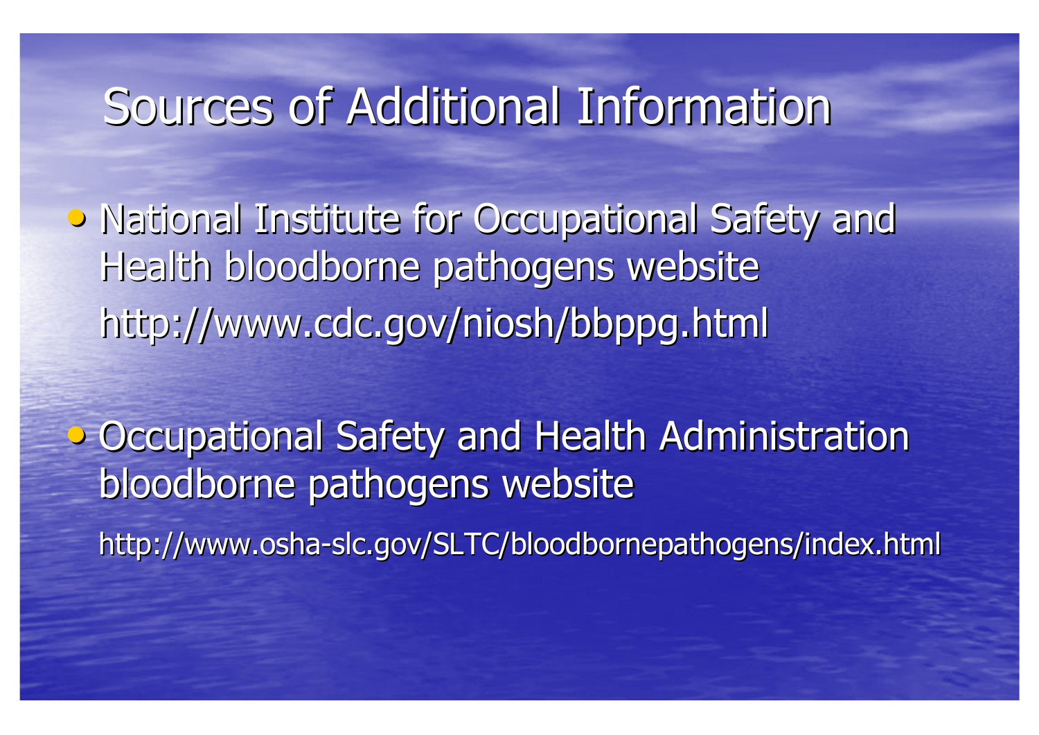# Sources of Additional Information

- National Institute for Occupational Safety and Health bloodborne pathogens website
  http://www.cdc.gov/niosh/bbppg.html

- Occupational Safety and Health Administration bloodborne pathogens website
  http://www.osha-slc.gov/SLTC/bloodbornepathogens/index.html